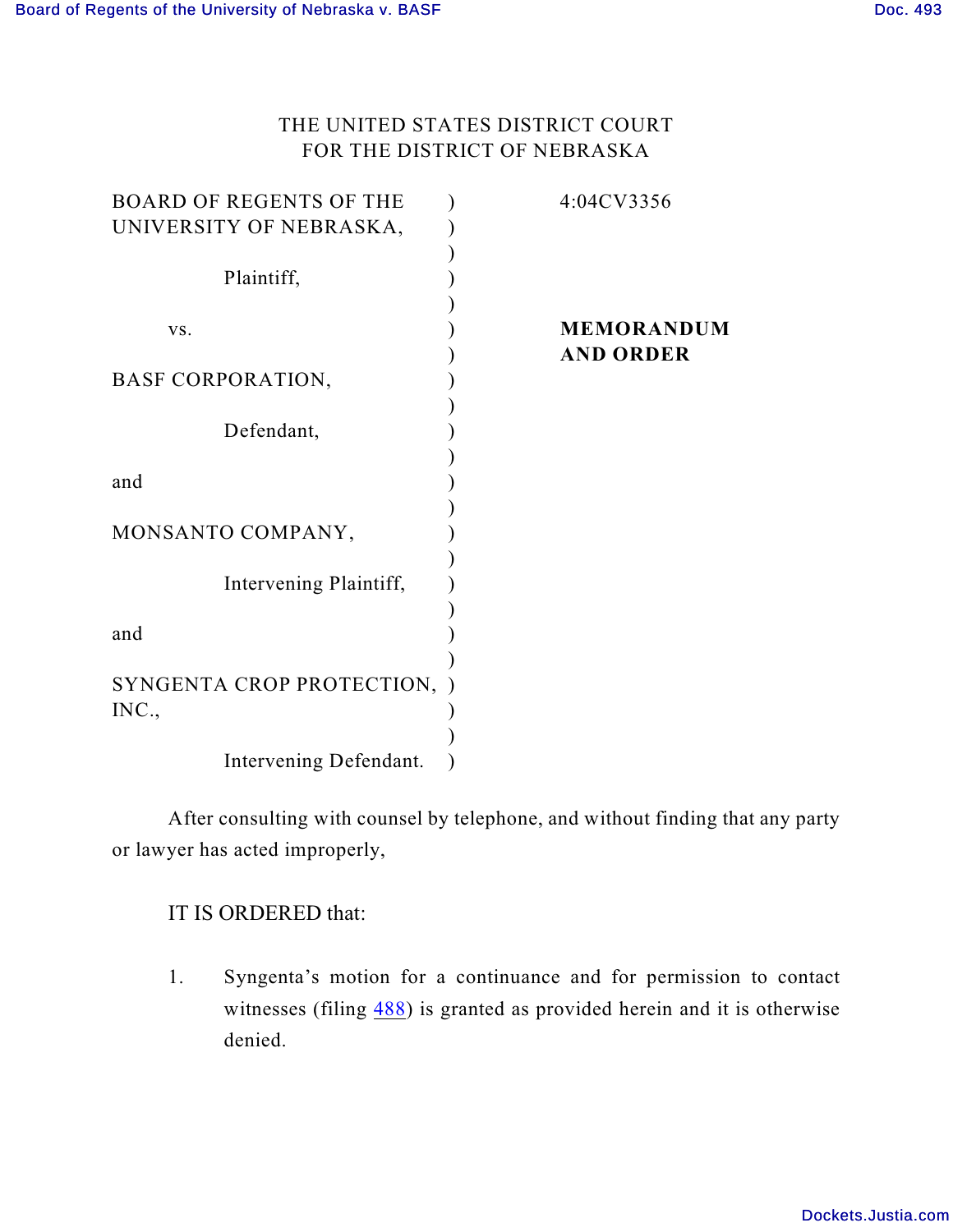THE UNITED STATES DISTRICT COURT
FOR THE DISTRICT OF NEBRASKA

| | | |
|---|---|---|
| BOARD OF REGENTS OF THE UNIVERSITY OF NEBRASKA, | ) | 4:04CV3356 |
| Plaintiff, | ) | |
| vs. | ) | **MEMORANDUM AND ORDER** |
| BASF CORPORATION, | ) | |
| Defendant, | ) | |
| and | ) | |
| MONSANTO COMPANY, | ) | |
| Intervening Plaintiff, | ) | |
| and | ) | |
| SYNGENTA CROP PROTECTION, INC., | ) | |
| Intervening Defendant. | ) | |

After consulting with counsel by telephone, and without finding that any party or lawyer has acted improperly,

IT IS ORDERED that:

1. Syngenta's motion for a continuance and for permission to contact witnesses (filing 488) is granted as provided herein and it is otherwise denied.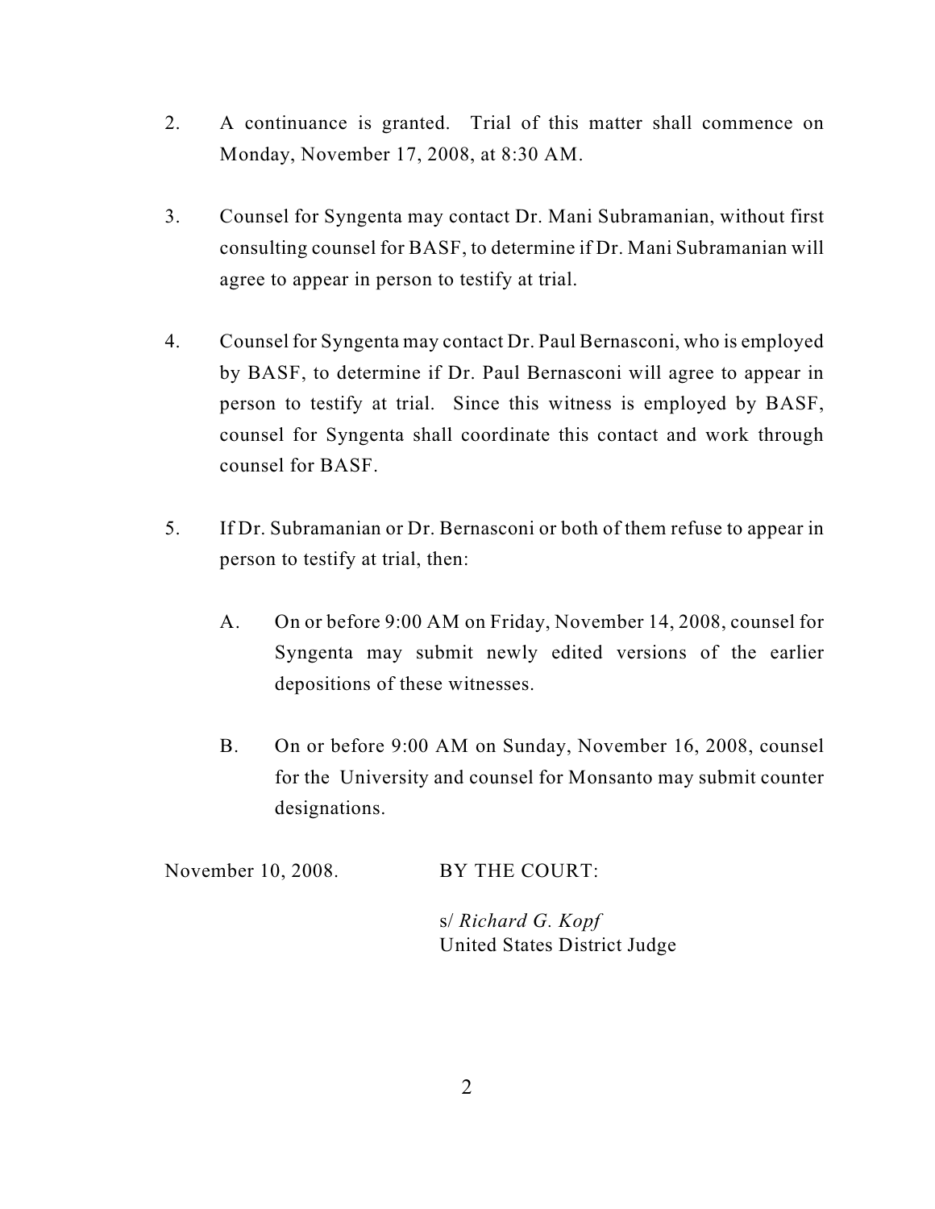2. A continuance is granted. Trial of this matter shall commence on Monday, November 17, 2008, at 8:30 AM.

3. Counsel for Syngenta may contact Dr. Mani Subramanian, without first consulting counsel for BASF, to determine if Dr. Mani Subramanian will agree to appear in person to testify at trial.

4. Counsel for Syngenta may contact Dr. Paul Bernasconi, who is employed by BASF, to determine if Dr. Paul Bernasconi will agree to appear in person to testify at trial. Since this witness is employed by BASF, counsel for Syngenta shall coordinate this contact and work through counsel for BASF.

5. If Dr. Subramanian or Dr. Bernasconi or both of them refuse to appear in person to testify at trial, then:

   A. On or before 9:00 AM on Friday, November 14, 2008, counsel for Syngenta may submit newly edited versions of the earlier depositions of these witnesses.

   B. On or before 9:00 AM on Sunday, November 16, 2008, counsel for the University and counsel for Monsanto may submit counter designations.

November 10, 2008.

BY THE COURT:

s/ *Richard G. Kopf*
United States District Judge